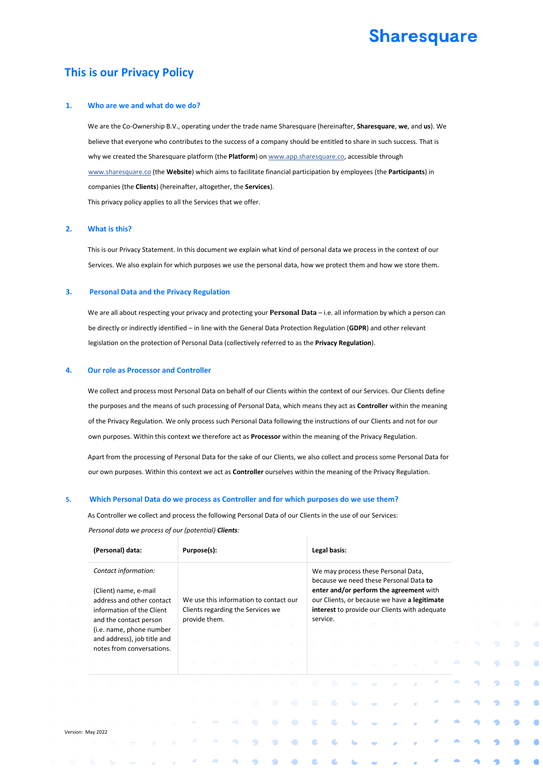# This is our Privacy Policy

## 1. Who are we and what do we do?

We are the Co-Ownership B.V., operating under the trade name Sharesquare (hereinafter, **Sharesquare**, **we**, and **us**). We believe that everyone who contributes to the success of a company should be entitled to share in such success. That is why we created the Sharesquare platform (the **Platform**) on www.app.sharesquare.co, accessible through www.sharesquare.co (the **Website**) which aims to facilitate financial participation by employees (the **Participants**) in companies (the **Clients**) (hereinafter, altogether, the **Services**).

This privacy policy applies to all the Services that we offer.

## 2. What is this?

This is our Privacy Statement. In this document we explain what kind of personal data we process in the context of our Services. We also explain for which purposes we use the personal data, how we protect them and how we store them.

## 3. Personal Data and the Privacy Regulation

We are all about respecting your privacy and protecting your **Personal Data** – i.e. all information by which a person can be directly or indirectly identified – in line with the General Data Protection Regulation (**GDPR**) and other relevant legislation on the protection of Personal Data (collectively referred to as the **Privacy Regulation**).

## 4. Our role as Processor and Controller

We collect and process most Personal Data on behalf of our Clients within the context of our Services. Our Clients define the purposes and the means of such processing of Personal Data, which means they act as **Controller** within the meaning of the Privacy Regulation. We only process such Personal Data following the instructions of our Clients and not for our own purposes. Within this context we therefore act as **Processor** within the meaning of the Privacy Regulation.

Apart from the processing of Personal Data for the sake of our Clients, we also collect and process some Personal Data for our own purposes. Within this context we act as **Controller** ourselves within the meaning of the Privacy Regulation.

## 5. Which Personal Data do we process as Controller and for which purposes do we use them?

As Controller we collect and process the following Personal Data of our Clients in the use of our Services:

*Personal data we process of our (potential)* ***Clients****:*

| (Personal) data: | Purpose(s): | Legal basis: |
|---|---|---|
| *Contact information:*<br><br>(Client) name, e-mail address and other contact information of the Client and the contact person (i.e. name, phone number and address), job title and notes from conversations. | We use this information to contact our Clients regarding the Services we provide them. | We may process these Personal Data, because we need these Personal Data **to enter and/or perform the agreement** with our Clients, or because we have **a legitimate interest** to provide our Clients with adequate service. |

Version: May 2022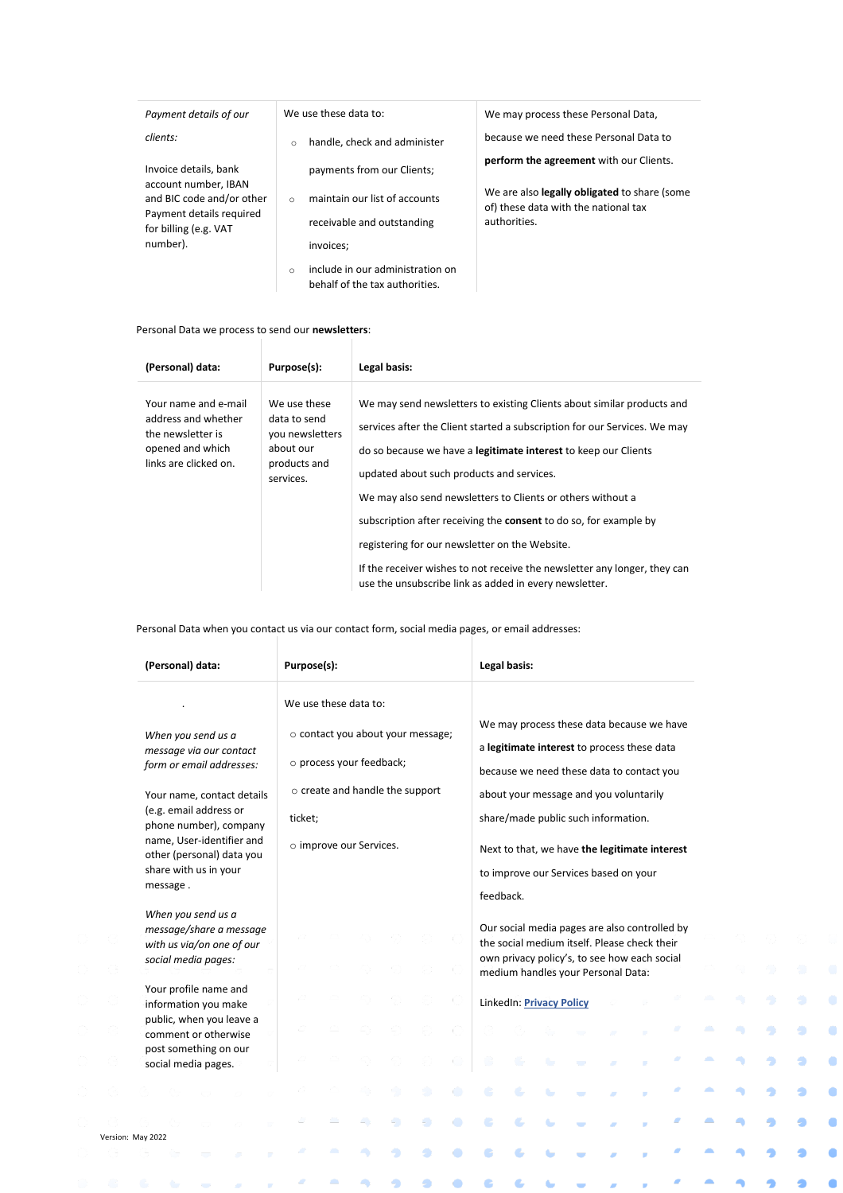| *Payment details of our clients:* Invoice details, bank account number, IBAN and BIC code and/or other Payment details required for billing (e.g. VAT number). | We use these data to: <br>○ handle, check and administer payments from our Clients; <br>○ maintain our list of accounts receivable and outstanding invoices; <br>○ include in our administration on behalf of the tax authorities. | We may process these Personal Data, because we need these Personal Data to **perform the agreement** with our Clients. <br><br>We are also **legally obligated** to share (some of) these data with the national tax authorities. |
|---|---|---|

Personal Data we process to send our **newsletters**:

| (Personal) data: | Purpose(s): | Legal basis: |
|---|---|---|
| Your name and e-mail address and whether the newsletter is opened and which links are clicked on. | We use these data to send you newsletters about our products and services. | We may send newsletters to existing Clients about similar products and services after the Client started a subscription for our Services. We may do so because we have a **legitimate interest** to keep our Clients updated about such products and services. <br><br>We may also send newsletters to Clients or others without a subscription after receiving the **consent** to do so, for example by registering for our newsletter on the Website. <br><br>If the receiver wishes to not receive the newsletter any longer, they can use the unsubscribe link as added in every newsletter. |

Personal Data when you contact us via our contact form, social media pages, or email addresses:

| (Personal) data: | Purpose(s): | Legal basis: |
|---|---|---|
| . <br><br>*When you send us a message via our contact form or email addresses:* <br><br>Your name, contact details (e.g. email address or phone number), company name, User-identifier and other (personal) data you share with us in your message . <br><br>*When you send us a message/share a message with us via/on one of our social media pages:* <br><br>Your profile name and information you make public, when you leave a comment or otherwise post something on our social media pages. | We use these data to: <br>○ contact you about your message; <br>○ process your feedback; <br>○ create and handle the support ticket; <br>○ improve our Services. | We may process these data because we have a **legitimate interest** to process these data because we need these data to contact you about your message and you voluntarily share/made public such information. <br><br>Next to that, we have **the legitimate interest** to improve our Services based on your feedback. <br><br>Our social media pages are also controlled by the social medium itself. Please check their own privacy policy's, to see how each social medium handles your Personal Data: <br><br>LinkedIn: **Privacy Policy** |

Version: May 2022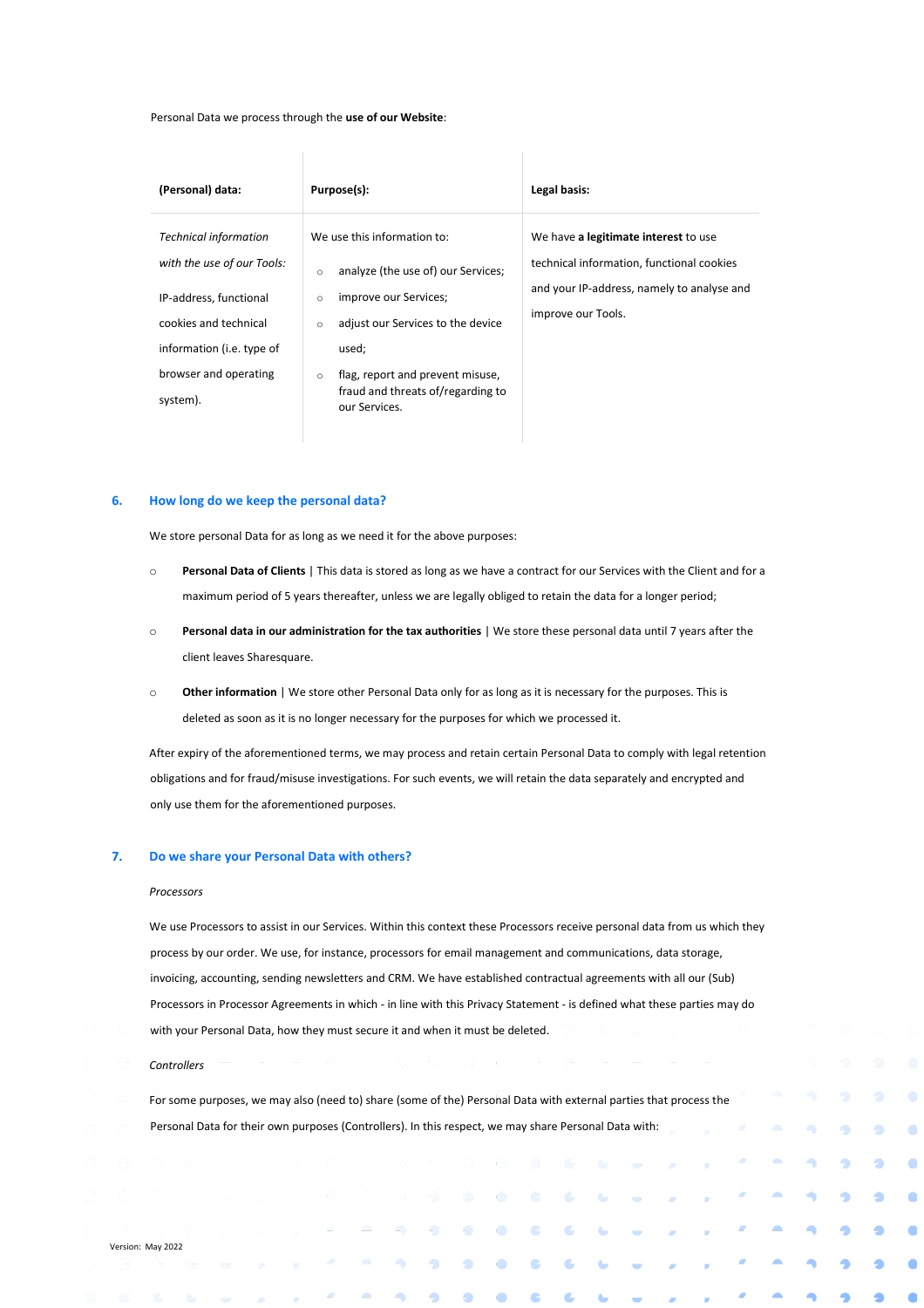Personal Data we process through the **use of our Website**:

| (Personal) data: | Purpose(s): | Legal basis: |
|---|---|---|
| *Technical information with the use of our Tools:* IP-address, functional cookies and technical information (i.e. type of browser and operating system). | We use this information to: <br>○ analyze (the use of) our Services; <br>○ improve our Services; <br>○ adjust our Services to the device used; <br>○ flag, report and prevent misuse, fraud and threats of/regarding to our Services. | We have **a legitimate interest** to use technical information, functional cookies and your IP-address, namely to analyse and improve our Tools. |

## 6. How long do we keep the personal data?

We store personal Data for as long as we need it for the above purposes:

- **Personal Data of Clients** | This data is stored as long as we have a contract for our Services with the Client and for a maximum period of 5 years thereafter, unless we are legally obliged to retain the data for a longer period;
- **Personal data in our administration for the tax authorities** | We store these personal data until 7 years after the client leaves Sharesquare.
- **Other information** | We store other Personal Data only for as long as it is necessary for the purposes. This is deleted as soon as it is no longer necessary for the purposes for which we processed it.

After expiry of the aforementioned terms, we may process and retain certain Personal Data to comply with legal retention obligations and for fraud/misuse investigations. For such events, we will retain the data separately and encrypted and only use them for the aforementioned purposes.

## 7. Do we share your Personal Data with others?

*Processors*

We use Processors to assist in our Services. Within this context these Processors receive personal data from us which they process by our order. We use, for instance, processors for email management and communications, data storage, invoicing, accounting, sending newsletters and CRM. We have established contractual agreements with all our (Sub) Processors in Processor Agreements in which - in line with this Privacy Statement - is defined what these parties may do with your Personal Data, how they must secure it and when it must be deleted.

*Controllers*

For some purposes, we may also (need to) share (some of the) Personal Data with external parties that process the Personal Data for their own purposes (Controllers). In this respect, we may share Personal Data with:

Version: May 2022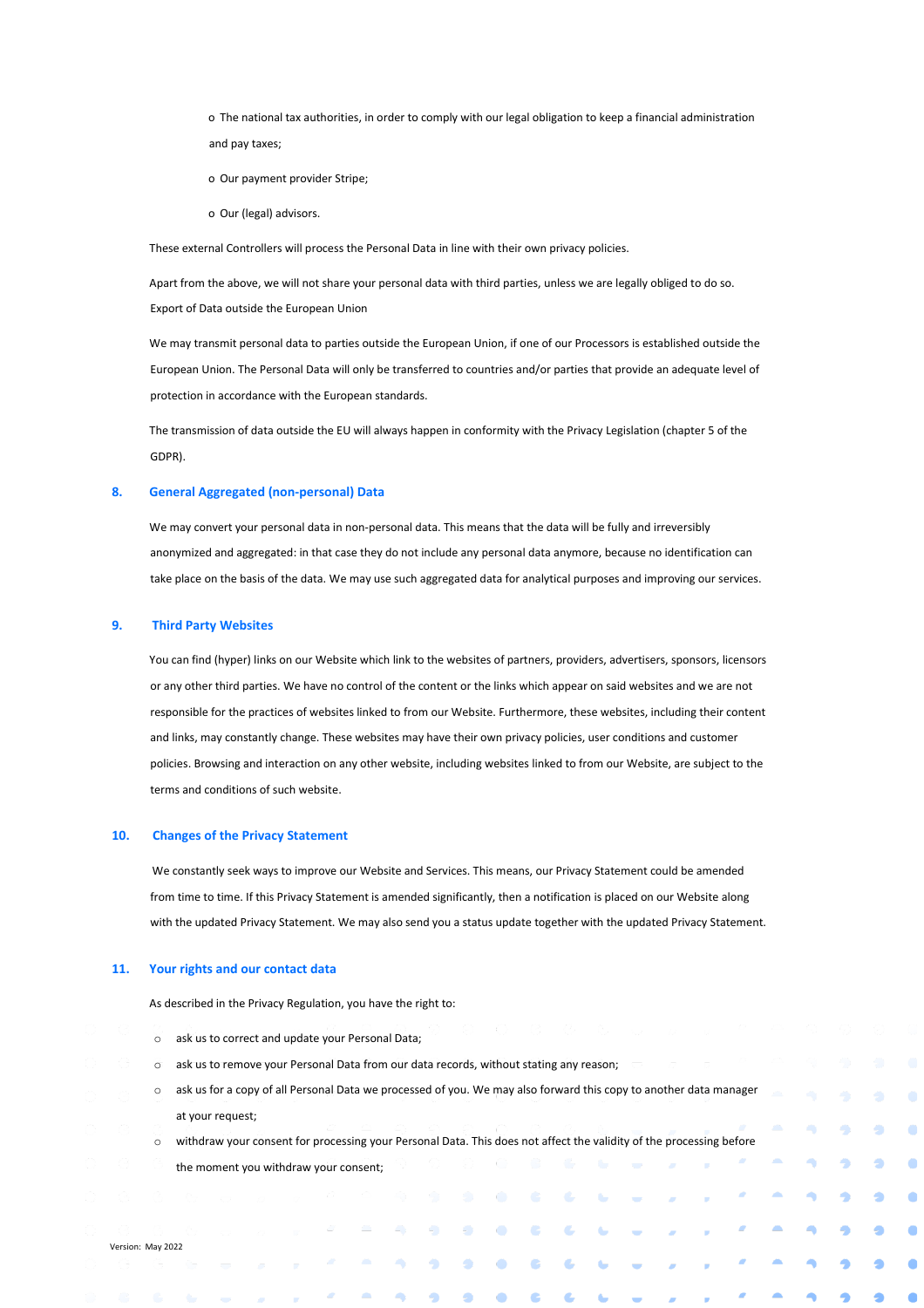- The national tax authorities, in order to comply with our legal obligation to keep a financial administration and pay taxes;
- Our payment provider Stripe;
- Our (legal) advisors.

These external Controllers will process the Personal Data in line with their own privacy policies.

Apart from the above, we will not share your personal data with third parties, unless we are legally obliged to do so.

Export of Data outside the European Union

We may transmit personal data to parties outside the European Union, if one of our Processors is established outside the European Union. The Personal Data will only be transferred to countries and/or parties that provide an adequate level of protection in accordance with the European standards.

The transmission of data outside the EU will always happen in conformity with the Privacy Legislation (chapter 5 of the GDPR).

## 8. General Aggregated (non-personal) Data

We may convert your personal data in non-personal data. This means that the data will be fully and irreversibly anonymized and aggregated: in that case they do not include any personal data anymore, because no identification can take place on the basis of the data. We may use such aggregated data for analytical purposes and improving our services.

## 9. Third Party Websites

You can find (hyper) links on our Website which link to the websites of partners, providers, advertisers, sponsors, licensors or any other third parties. We have no control of the content or the links which appear on said websites and we are not responsible for the practices of websites linked to from our Website. Furthermore, these websites, including their content and links, may constantly change. These websites may have their own privacy policies, user conditions and customer policies. Browsing and interaction on any other website, including websites linked to from our Website, are subject to the terms and conditions of such website.

## 10. Changes of the Privacy Statement

We constantly seek ways to improve our Website and Services. This means, our Privacy Statement could be amended from time to time. If this Privacy Statement is amended significantly, then a notification is placed on our Website along with the updated Privacy Statement. We may also send you a status update together with the updated Privacy Statement.

## 11. Your rights and our contact data

As described in the Privacy Regulation, you have the right to:

- ask us to correct and update your Personal Data;
- ask us to remove your Personal Data from our data records, without stating any reason;
- ask us for a copy of all Personal Data we processed of you. We may also forward this copy to another data manager at your request;
- withdraw your consent for processing your Personal Data. This does not affect the validity of the processing before the moment you withdraw your consent;

Version: May 2022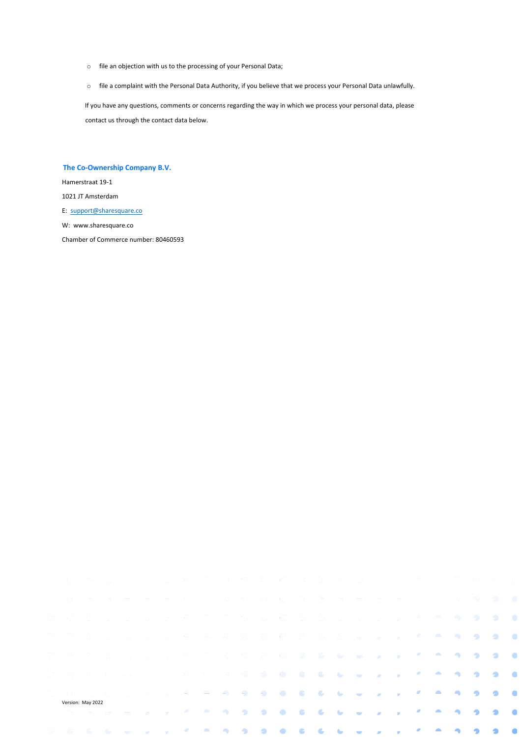- file an objection with us to the processing of your Personal Data;
- file a complaint with the Personal Data Authority, if you believe that we process your Personal Data unlawfully.

If you have any questions, comments or concerns regarding the way in which we process your personal data, please contact us through the contact data below.

**The Co-Ownership Company B.V.**

Hamerstraat 19-1

1021 JT Amsterdam

E: support@sharesquare.co

W: www.sharesquare.co

Chamber of Commerce number: 80460593

Version: May 2022